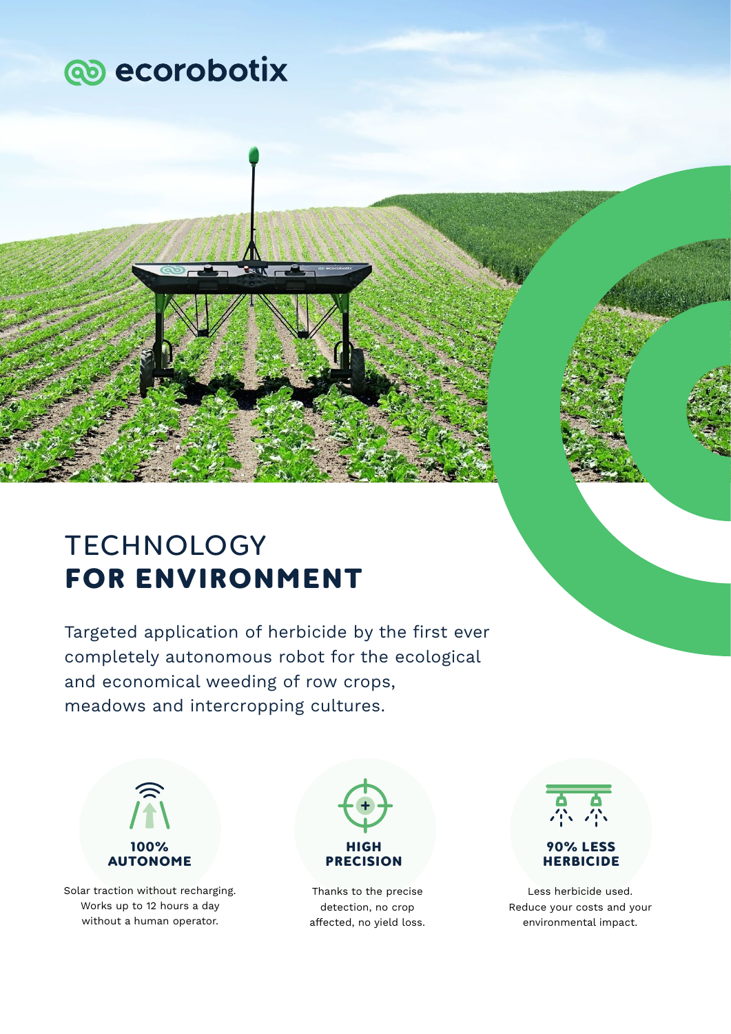ecorobotix

# TECHNOLOGY **FOR ENVIRONMENT**

Targeted application of herbicide by the first ever completely autonomous robot for the ecological and economical weeding of row crops, meadows and intercropping cultures.

### 100% AUTONOME

Solar traction without recharging. Works up to 12 hours a day without a human operator.

### HIGH PRECISION

Thanks to the precise detection, no crop affected, no yield loss.

### 90% LESS HERBICIDE

Less herbicide used. Reduce your costs and your environmental impact.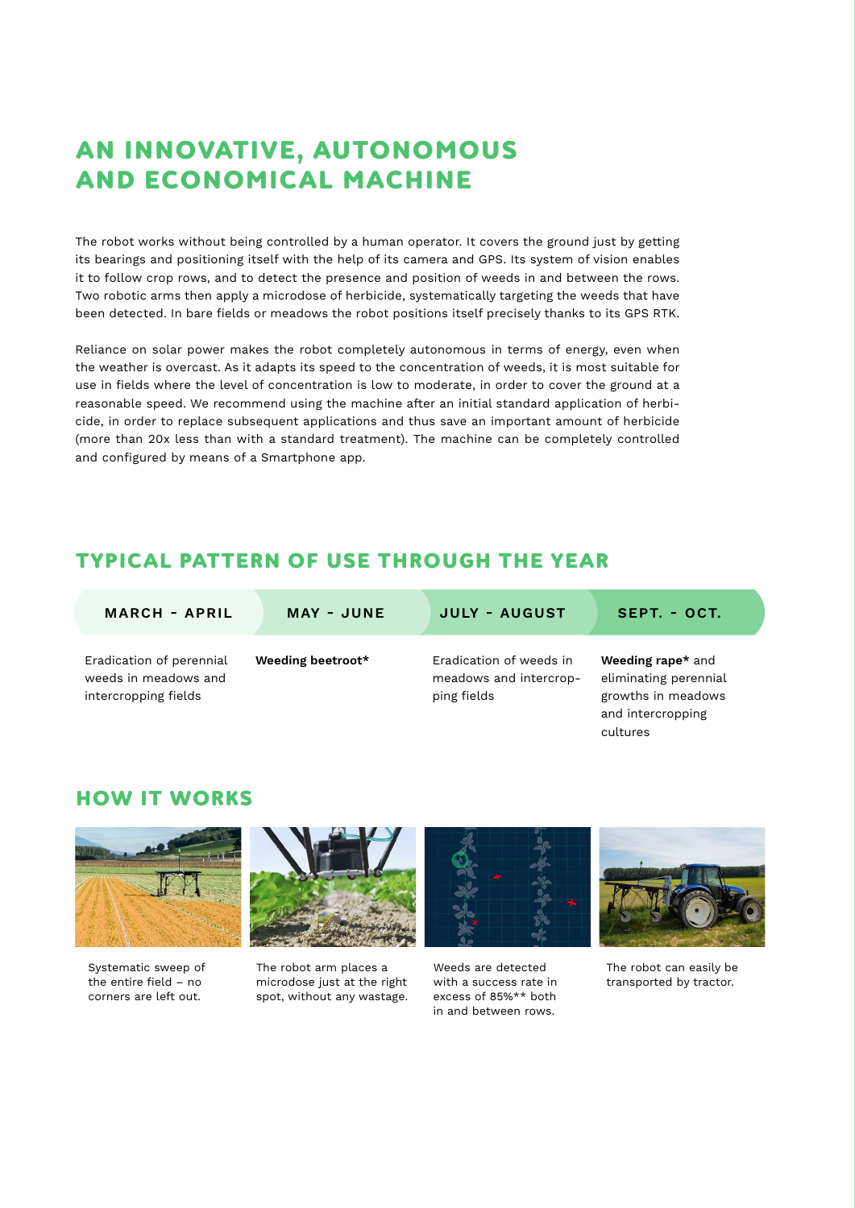# AN INNOVATIVE, AUTONOMOUS AND ECONOMICAL MACHINE

The robot works without being controlled by a human operator. It covers the ground just by getting its bearings and positioning itself with the help of its camera and GPS. Its system of vision enables it to follow crop rows, and to detect the presence and position of weeds in and between the rows. Two robotic arms then apply a microdose of herbicide, systematically targeting the weeds that have been detected. In bare fields or meadows the robot positions itself precisely thanks to its GPS RTK.

Reliance on solar power makes the robot completely autonomous in terms of energy, even when the weather is overcast. As it adapts its speed to the concentration of weeds, it is most suitable for use in fields where the level of concentration is low to moderate, in order to cover the ground at a reasonable speed. We recommend using the machine after an initial standard application of herbicide, in order to replace subsequent applications and thus save an important amount of herbicide (more than 20x less than with a standard treatment). The machine can be completely controlled and configured by means of a Smartphone app.

## TYPICAL PATTERN OF USE THROUGH THE YEAR

| MARCH - APRIL | MAY - JUNE | JULY - AUGUST | SEPT. - OCT. |
|---|---|---|---|
| Eradication of perennial weeds in meadows and intercropping fields | **Weeding beetroot*** | Eradication of weeds in meadows and intercropping fields | **Weeding rape*** and eliminating perennial growths in meadows and intercropping cultures |

## HOW IT WORKS

Systematic sweep of the entire field – no corners are left out.

The robot arm places a microdose just at the right spot, without any wastage.

Weeds are detected with a success rate in excess of 85%** both in and between rows.

The robot can easily be transported by tractor.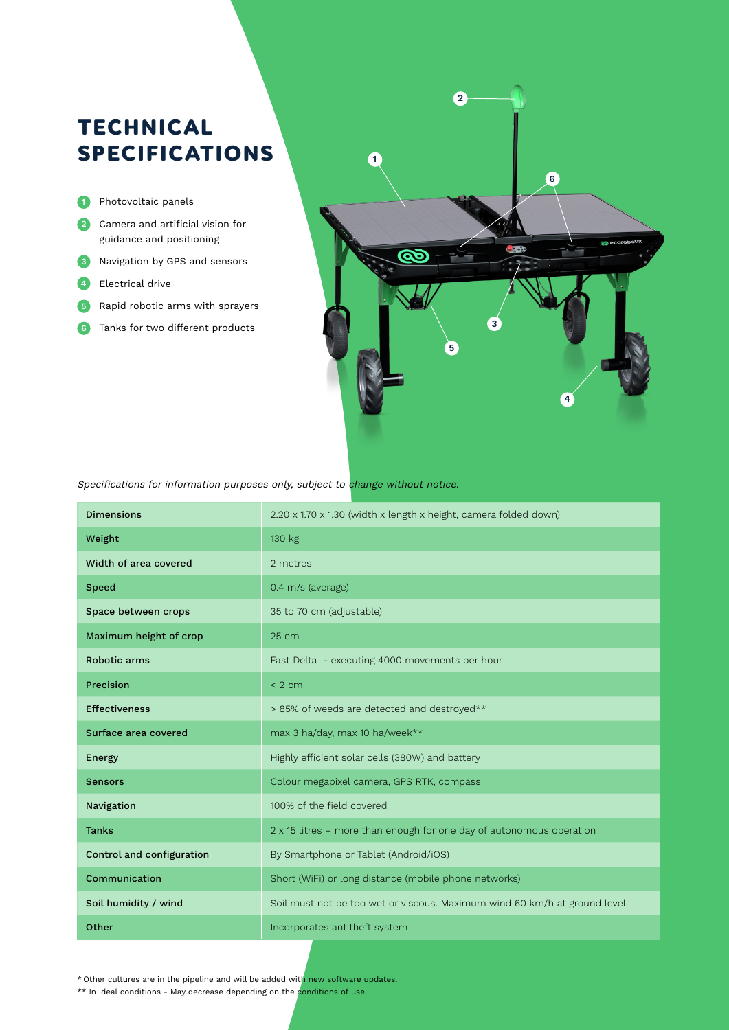# TECHNICAL SPECIFICATIONS

1. Photovoltaic panels
2. Camera and artificial vision for guidance and positioning
3. Navigation by GPS and sensors
4. Electrical drive
5. Rapid robotic arms with sprayers
6. Tanks for two different products

*Specifications for information purposes only, subject to change without notice.*

| | |
|---|---|
| **Dimensions** | 2.20 x 1.70 x 1.30 (width x length x height, camera folded down) |
| **Weight** | 130 kg |
| **Width of area covered** | 2 metres |
| **Speed** | 0.4 m/s (average) |
| **Space between crops** | 35 to 70 cm (adjustable) |
| **Maximum height of crop** | 25 cm |
| **Robotic arms** | Fast Delta - executing 4000 movements per hour |
| **Precision** | < 2 cm |
| **Effectiveness** | > 85% of weeds are detected and destroyed** |
| **Surface area covered** | max 3 ha/day, max 10 ha/week** |
| **Energy** | Highly efficient solar cells (380W) and battery |
| **Sensors** | Colour megapixel camera, GPS RTK, compass |
| **Navigation** | 100% of the field covered |
| **Tanks** | 2 x 15 litres – more than enough for one day of autonomous operation |
| **Control and configuration** | By Smartphone or Tablet (Android/iOS) |
| **Communication** | Short (WiFi) or long distance (mobile phone networks) |
| **Soil humidity / wind** | Soil must not be too wet or viscous. Maximum wind 60 km/h at ground level. |
| **Other** | Incorporates antitheft system |

\* Other cultures are in the pipeline and will be added with new software updates.

** In ideal conditions - May decrease depending on the conditions of use.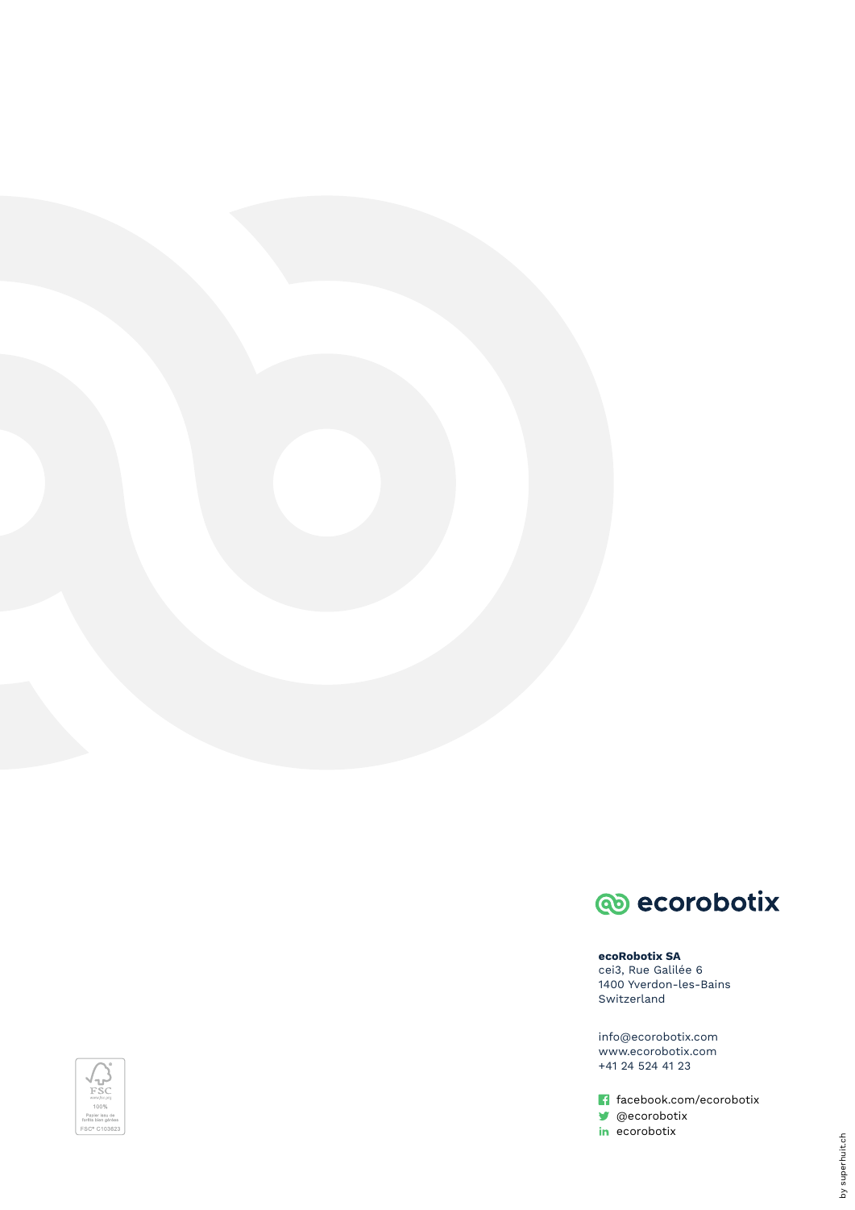ecorobotix

**ecoRobotix SA**
cei3, Rue Galilée 6
1400 Yverdon-les-Bains
Switzerland

info@ecorobotix.com
www.ecorobotix.com
+41 24 524 41 23

facebook.com/ecorobotix
@ecorobotix
ecorobotix

FSC
www.fsc.org
100%
Papier issu de forêts bien gérées
FSC® C103623

by superhuit.ch